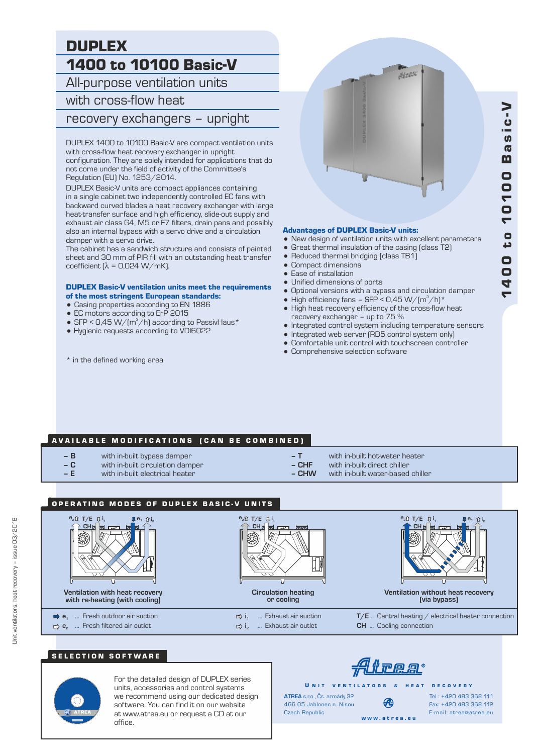# DUPLEX

# 1400 to 10100 Basic-V

## All-purpose ventilation units with cross-flow heat recovery exchangers – upright

DUPLEX 1400 to 10100 Basic-V are compact ventilation units with cross-flow heat recovery exchanger in upright configuration. They are solely intended for applications that do not come under the field of activity of the Committee's Regulation (EU) No. 1253/2014.

DUPLEX Basic-V units are compact appliances containing in a single cabinet two independently controlled EC fans with backward curved blades a heat recovery exchanger with large heat-transfer surface and high efficiency, slide-out supply and exhaust air class G4, M5 or F7 filters, drain pans and possibly also an internal bypass with a servo drive and a circulation damper with a servo drive.

The cabinet has a sandwich structure and consists of painted sheet and 30 mm of PIR fill with an outstanding heat transfer coefficient ($\lambda$ = 0,024 W/mK).

**DUPLEX Basic-V ventilation units meet the requirements of the most stringent European standards:**

- Casing properties according to EN 1886
- EC motors according to ErP 2015
- SFP < 0,45 W/(m$^3$/h) according to PassivHaus*
- Hygienic requests according to VDI6022

\* in the defined working area

**Advantages of DUPLEX Basic-V units:**

- New design of ventilation units with excellent parameters
- Great thermal insulation of the casing (class T2)
- Reduced thermal bridging (class TB1)
- Compact dimensions
- Ease of installation
- Unified dimensions of ports
- Optional versions with a bypass and circulation damper
- High efficiency fans – SFP < 0,45 W/(m$^3$/h)*
- High heat recovery efficiency of the cross-flow heat recovery exchanger – up to 75 %
- Integrated control system including temperature sensors
- Integrated web server (RD5 control system only)
- Comfortable unit control with touchscreen controller
- Comprehensive selection software

## AVAILABLE MODIFICATIONS (CAN BE COMBINED)

| | |
|---|---|
| – B | with in-built bypass damper |
| – C | with in-built circulation damper |
| – E | with in-built electrical heater |
| – T | with in-built hot-water heater |
| – CHF | with in-built direct chiller |
| – CHW | with in-built water-based chiller |

## OPERATING MODES OF DUPLEX BASIC-V UNITS

Ventilation with heat recovery with re-heating (with cooling)

Circulation heating or cooling

Ventilation without heat recovery (via bypass)

- $e_1$ ... Fresh outdoor air suction
- $e_2$ ... Fresh filtered air outlet
- $i_1$ ... Exhaust air suction
- $i_2$ ... Exhaust air outlet
- T/E ... Central heating / electrical heater connection
- CH ... Cooling connection

## SELECTION SOFTWARE

For the detailed design of DUPLEX series units, accessories and control systems we recommend using our dedicated design software. You can find it on our website at www.atrea.eu or request a CD at our office.

Atrea®

UNIT VENTILATORS & HEAT RECOVERY

**ATREA** s.r.o., Čs. armády 32
466 05 Jablonec n. Nisou
Czech Republic

Tel.: +420 483 368 111
Fax: +420 483 368 112
E-mail: atrea@atrea.eu

www.atrea.eu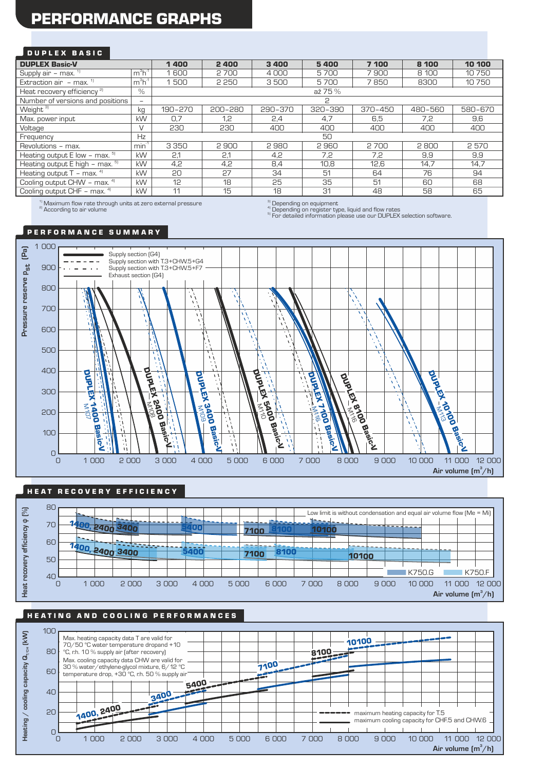# PERFORMANCE GRAPHS

## DUPLEX BASIC

| DUPLEX Basic-V | | 1 400 | 2 400 | 3 400 | 5 400 | 7 100 | 8 100 | 10 100 |
|---|---|---|---|---|---|---|---|---|
| Supply air – max. [1] | m³h⁻¹ | 1 600 | 2 700 | 4 000 | 5 700 | 7 900 | 8 100 | 10 750 |
| Extraction air – max. [1] | m³h⁻¹ | 1 500 | 2 250 | 3 500 | 5 700 | 7 850 | 8300 | 10 750 |
| Heat recovery efficiency [2] | % | až 75 % | | | | | | |
| Number of versions and positions | – | 2 | | | | | | |
| Weight [3] | kg | 190–270 | 200–280 | 290–370 | 320–390 | 370–450 | 480–560 | 580–670 |
| Max. power input | kW | 0,7 | 1,2 | 2,4 | 4,7 | 6,5 | 7,2 | 9,6 |
| Voltage | V | 230 | 230 | 400 | 400 | 400 | 400 | 400 |
| Frequency | Hz | 50 | | | | | | |
| Revolutions – max. | min⁻¹ | 3 350 | 2 900 | 2 980 | 2 960 | 2 700 | 2 800 | 2 570 |
| Heating output E low – max. [5] | kW | 2,1 | 2,1 | 4,2 | 7,2 | 7,2 | 9,9 | 9,9 |
| Heating output E high – max. [5] | kW | 4,2 | 4,2 | 8,4 | 10,8 | 12,6 | 14,7 | 14,7 |
| Heating output T – max. [4] | kW | 20 | 27 | 34 | 51 | 64 | 76 | 94 |
| Cooling output CHW – max. [4] | kW | 12 | 18 | 25 | 35 | 51 | 60 | 68 |
| Cooling output CHF – max. [4] | kW | 11 | 15 | 18 | 31 | 48 | 58 | 65 |

[1] Maximum flow rate through units at zero external pressure
[2] According to air volume
[3] Depending on equipment
[4] Depending on register type, liquid and flow rates
[5] For detailed information please use our DUPLEX selection software.

## PERFORMANCE SUMMARY

Pressure reserve $p_{st}$ (Pa) vs. Air volume (m³/h)

- Supply section (G4)
- Supply section with T.3+CHW.5+G4
- Supply section with T.3+CHW.5+F7
- Exhaust section (G4)

DUPLEX 1400 Basic-V (M107), DUPLEX 2400 Basic-V (M108), DUPLEX 3400 Basic-V (M109), DUPLEX 5400 Basic-V (M110), DUPLEX 7100 Basic-V (M116), DUPLEX 8100 Basic-V (M116), DUPLEX 10100 Basic-V (M113)

## HEAT RECOVERY EFFICIENCY

Heat recovery efficiency φ (%) vs. Air volume (m³/h)

Low limit is without condensation and equal air volume flow (Me = Mi)

K750.G, K750.F

## HEATING AND COOLING PERFORMANCES

Heating / cooling capacity $Q_{T/CH}$ (kW) vs. Air volume (m³/h)

Max. heating capacity data T are valid for 70/50 °C water temperature dropand +10 °C, rh. 10 % supply air (after recovery)

Max. cooling capacity data CHW are valid for 30 % water/ethylene-glycol mixture, 6/12 °C temperature drop, +30 °C, rh. 50 % supply air

- maximum heating capacity for T.5
- maximum cooling capacity for CHF.5 and CHW.6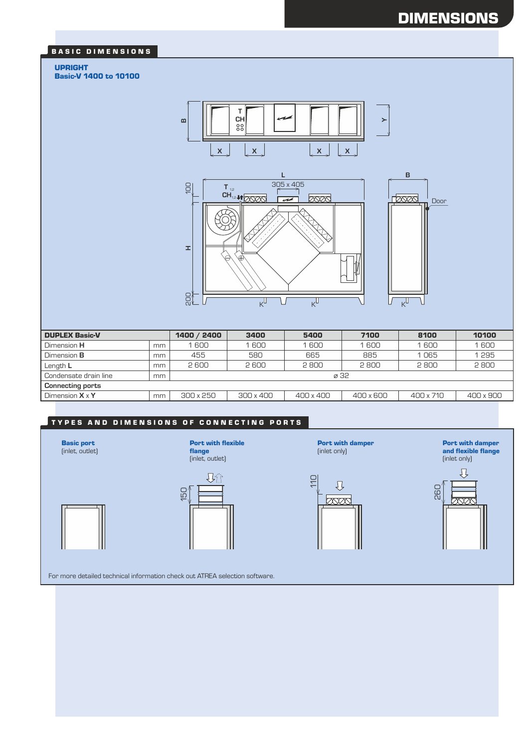# DIMENSIONS

## BASIC DIMENSIONS

**UPRIGHT**
**Basic-V 1400 to 10100**

| DUPLEX Basic-V | | 1400 / 2400 | 3400 | 5400 | 7100 | 8100 | 10100 |
|---|---|---|---|---|---|---|---|
| Dimension **H** | mm | 1 600 | 1 600 | 1 600 | 1 600 | 1 600 | 1 600 |
| Dimension **B** | mm | 455 | 580 | 665 | 885 | 1 065 | 1 295 |
| Length **L** | mm | 2 600 | 2 600 | 2 800 | 2 800 | 2 800 | 2 800 |
| Condensate drain line | mm | ⌀ 32 | | | | | |
| **Connecting ports** | | | | | | | |
| Dimension **X** x **Y** | mm | 300 x 250 | 300 x 400 | 400 x 400 | 400 x 600 | 400 x 710 | 400 x 900 |

## TYPES AND DIMENSIONS OF CONNECTING PORTS

**Basic port**
(inlet, outlet)

**Port with flexible flange**
(inlet, outlet)

**Port with damper**
(inlet only)

**Port with damper and flexible flange**
(inlet only)

For more detailed technical information check out ATREA selection software.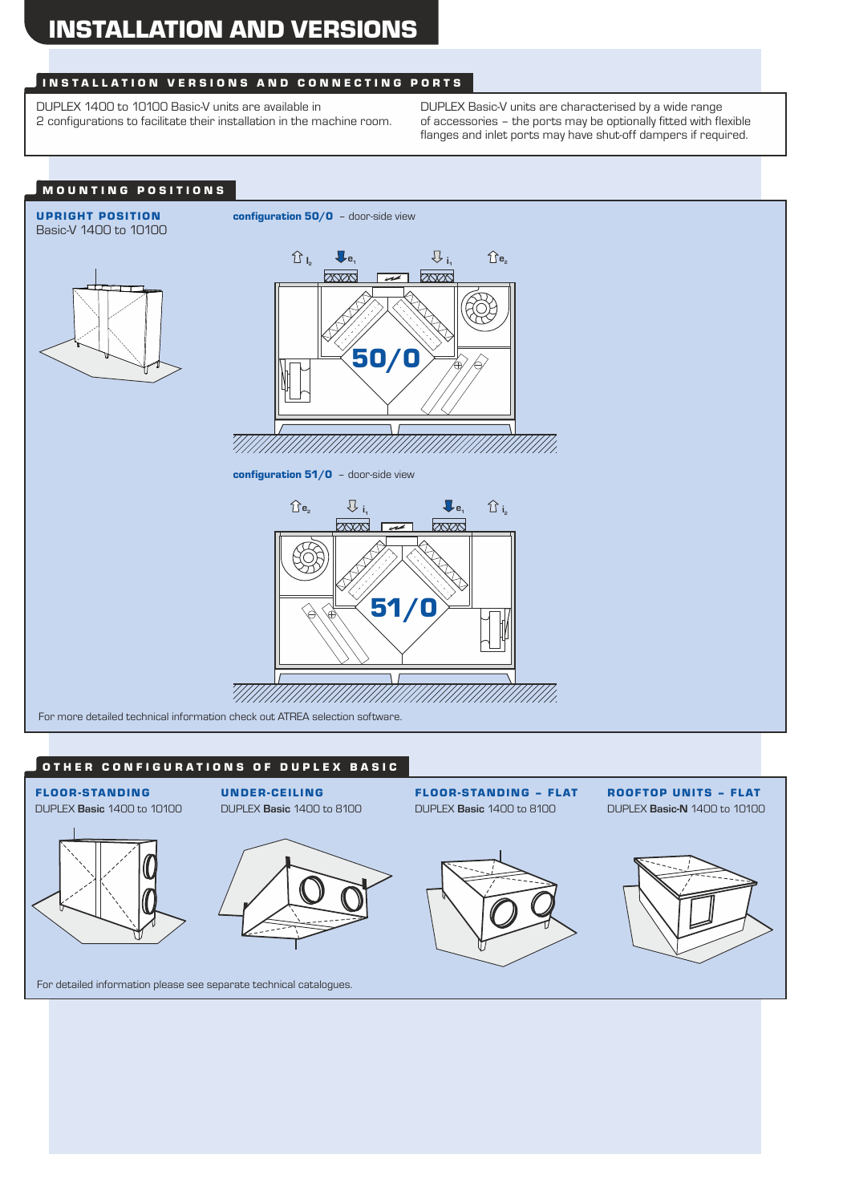# INSTALLATION AND VERSIONS

## INSTALLATION VERSIONS AND CONNECTING PORTS

DUPLEX 1400 to 10100 Basic-V units are available in 2 configurations to facilitate their installation in the machine room.

DUPLEX Basic-V units are characterised by a wide range of accessories – the ports may be optionally fitted with flexible flanges and inlet ports may have shut-off dampers if required.

## MOUNTING POSITIONS

### UPRIGHT POSITION

Basic-V 1400 to 10100

**configuration 50/0** – door-side view

$i_2$ $e_1$ $i_1$ $e_2$

50/0

**configuration 51/0** – door-side view

$e_2$ $i_1$ $e_1$ $i_2$

51/0

For more detailed technical information check out ATREA selection software.

## OTHER CONFIGURATIONS OF DUPLEX BASIC

**FLOOR-STANDING**
DUPLEX **Basic** 1400 to 10100

**UNDER-CEILING**
DUPLEX **Basic** 1400 to 8100

**FLOOR-STANDING – FLAT**
DUPLEX **Basic** 1400 to 8100

**ROOFTOP UNITS – FLAT**
DUPLEX **Basic-N** 1400 to 10100

For detailed information please see separate technical catalogues.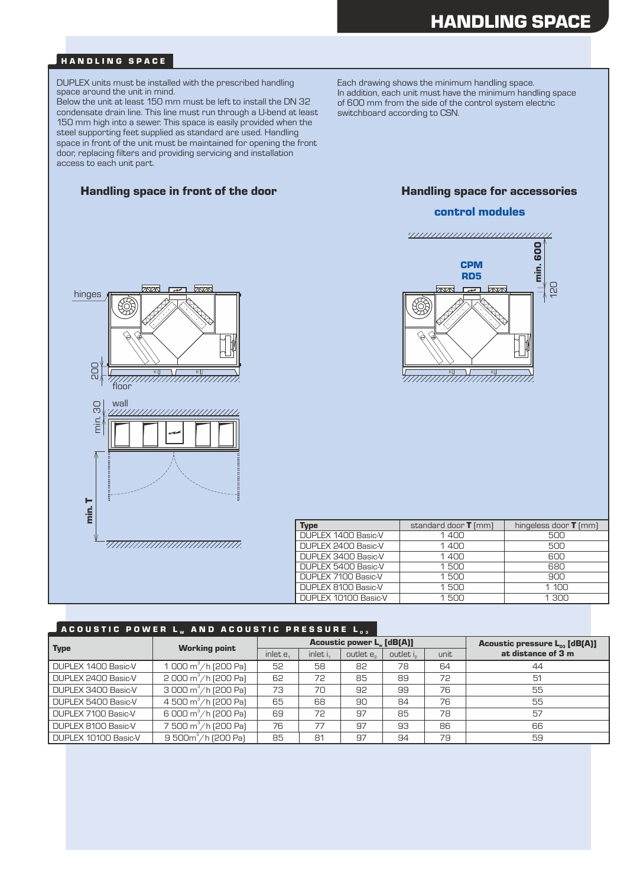# HANDLING SPACE

## HANDLING SPACE

DUPLEX units must be installed with the prescribed handling space around the unit in mind.
Below the unit at least 150 mm must be left to install the DN 32 condensate drain line. This line must run through a U-bend at least 150 mm high into a sewer. This space is easily provided when the steel supporting feet supplied as standard are used. Handling space in front of the unit must be maintained for opening the front door, replacing filters and providing servicing and installation access to each unit part.

Each drawing shows the minimum handling space.
In addition, each unit must have the minimum handling space of 600 mm from the side of the control system electric switchboard according to CSN.

### Handling space in front of the door

hinges

200

floor

min. 30

wall

min. T

### Handling space for accessories

**control modules**

CPM
RD5

min. 600

120

| Type | standard door **T** (mm) | hingeless door **T** (mm) |
|---|---|---|
| DUPLEX 1400 Basic-V | 1 400 | 500 |
| DUPLEX 2400 Basic-V | 1 400 | 500 |
| DUPLEX 3400 Basic-V | 1 400 | 600 |
| DUPLEX 5400 Basic-V | 1 500 | 680 |
| DUPLEX 7100 Basic-V | 1 500 | 900 |
| DUPLEX 8100 Basic-V | 1 500 | 1 100 |
| DUPLEX 10100 Basic-V | 1 500 | 1 300 |

## ACOUSTIC POWER $L_w$ AND ACOUSTIC PRESSURE $L_{p3}$

| Type | Working point | Acoustic power $L_w$ [dB(A)] | | | | | Acoustic pressure $L_{p3}$ [dB(A)] at distance of 3 m |
|---|---|---|---|---|---|---|---|
| | | inlet $e_1$ | inlet $i_1$ | outlet $e_2$ | outlet $i_2$ | unit | |
| DUPLEX 1400 Basic-V | 1 000 $m^3/h$ (200 Pa) | 52 | 58 | 82 | 78 | 64 | 44 |
| DUPLEX 2400 Basic-V | 2 000 $m^3/h$ (200 Pa) | 62 | 72 | 85 | 89 | 72 | 51 |
| DUPLEX 3400 Basic-V | 3 000 $m^3/h$ (200 Pa) | 73 | 70 | 92 | 99 | 76 | 55 |
| DUPLEX 5400 Basic-V | 4 500 $m^3/h$ (200 Pa) | 65 | 68 | 90 | 84 | 76 | 55 |
| DUPLEX 7100 Basic-V | 6 000 $m^3/h$ (200 Pa) | 69 | 72 | 97 | 85 | 78 | 57 |
| DUPLEX 8100 Basic-V | 7 500 $m^3/h$ (200 Pa) | 76 | 77 | 97 | 93 | 86 | 66 |
| DUPLEX 10100 Basic-V | 9 500$m^3/h$ (200 Pa) | 85 | 81 | 97 | 94 | 79 | 59 |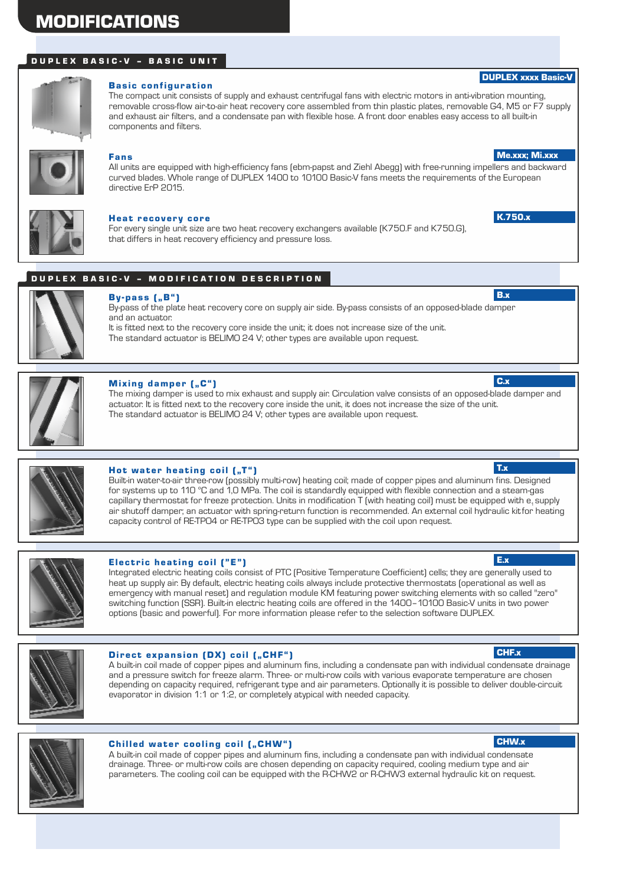# MODIFICATIONS

## DUPLEX BASIC-V – BASIC UNIT

### Basic configuration

**DUPLEX xxxx Basic-V**

The compact unit consists of supply and exhaust centrifugal fans with electric motors in anti-vibration mounting, removable cross-flow air-to-air heat recovery core assembled from thin plastic plates, removable G4, M5 or F7 supply and exhaust air filters, and a condensate pan with flexible hose. A front door enables easy access to all built-in components and filters.

### Fans

**Me.xxx; Mi.xxx**

All units are equipped with high-efficiency fans (ebm-papst and Ziehl Abegg) with free-running impellers and backward curved blades. Whole range of DUPLEX 1400 to 10100 Basic-V fans meets the requirements of the European directive ErP 2015.

### Heat recovery core

**K.750.x**

For every single unit size are two heat recovery exchangers available (K750.F and K750.G), that differs in heat recovery efficiency and pressure loss.

## DUPLEX BASIC-V – MODIFICATION DESCRIPTION

### By-pass („B“)

**B.x**

By-pass of the plate heat recovery core on supply air side. By-pass consists of an opposed-blade damper and an actuator.
It is fitted next to the recovery core inside the unit; it does not increase size of the unit.
The standard actuator is BELIMO 24 V; other types are available upon request.

### Mixing damper („C“)

**C.x**

The mixing damper is used to mix exhaust and supply air. Circulation valve consists of an opposed-blade damper and actuator. It is fitted next to the recovery core inside the unit, it does not increase the size of the unit.
The standard actuator is BELIMO 24 V; other types are available upon request.

### Hot water heating coil („T“)

**T.x**

Built-in water-to-air three-row (possibly multi-row) heating coil; made of copper pipes and aluminum fins. Designed for systems up to 110 °C and 1,0 MPa. The coil is standardly equipped with flexible connection and a steam-gas capillary thermostat for freeze protection. Units in modification T (with heating coil) must be equipped with $e_1$ supply air shutoff damper; an actuator with spring-return function is recommended. An external coil hydraulic kit for heating capacity control of RE-TPO4 or RE-TPO3 type can be supplied with the coil upon request.

### Electric heating coil ("E")

**E.x**

Integrated electric heating coils consist of PTC (Positive Temperature Coefficient) cells; they are generally used to heat up supply air. By default, electric heating coils always include protective thermostats (operational as well as emergency with manual reset) and regulation module KM featuring power switching elements with so called "zero" switching function (SSR). Built-in electric heating coils are offered in the 1400–10100 Basic-V units in two power options (basic and powerful). For more information please refer to the selection software DUPLEX.

### Direct expansion (DX) coil („CHF“)

**CHF.x**

A built-in coil made of copper pipes and aluminum fins, including a condensate pan with individual condensate drainage and a pressure switch for freeze alarm. Three- or multi-row coils with various evaporate temperature are chosen depending on capacity required, refrigerant type and air parameters. Optionally it is possible to deliver double-circuit evaporator in division 1:1 or 1:2, or completely atypical with needed capacity.

### Chilled water cooling coil („CHW“)

**CHW.x**

A built-in coil made of copper pipes and aluminum fins, including a condensate pan with individual condensate drainage. Three- or multi-row coils are chosen depending on capacity required, cooling medium type and air parameters. The cooling coil can be equipped with the R-CHW2 or R-CHW3 external hydraulic kit on request.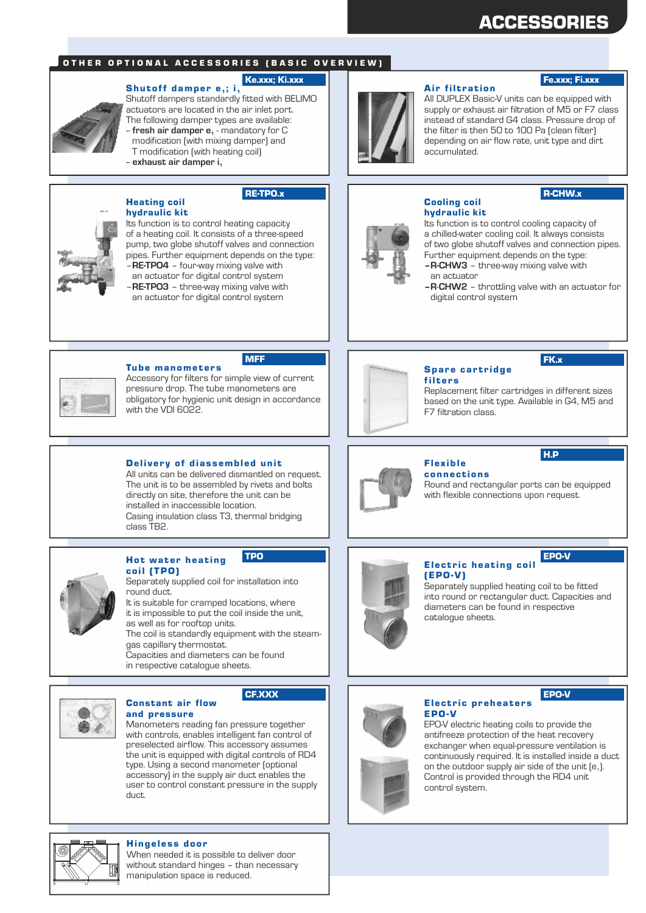# ACCESSORIES

## OTHER OPTIONAL ACCESSORIES (BASIC OVERVIEW)

### Shutoff damper $e_1$; $i_1$

**Ke.xxx; Ki.xxx**

Shutoff dampers standardly fitted with BELIMO actuators are located in the air inlet port. The following damper types are available:
- **fresh air damper $e_1$** - mandatory for C modification (with mixing damper) and T modification (with heating coil)
- **exhaust air damper $i_1$**

### Air filtration

**Fe.xxx; Fi.xxx**

All DUPLEX Basic-V units can be equipped with supply or exhaust air filtration of M5 or F7 class instead of standard G4 class. Pressure drop of the filter is then 50 to 100 Pa (clean filter) depending on air flow rate, unit type and dirt accumulated.

### Heating coil hydraulic kit

**RE-TPO.x**

Its function is to control heating capacity of a heating coil. It consists of a three-speed pump, two globe shutoff valves and connection pipes. Further equipment depends on the type:
- **RE-TPO4** – four-way mixing valve with an actuator for digital control system
- **RE-TPO3** – three-way mixing valve with an actuator for digital control system

### Cooling coil hydraulic kit

**R-CHW.x**

Its function is to control cooling capacity of a chilled-water cooling coil. It always consists of two globe shutoff valves and connection pipes. Further equipment depends on the type:
- **R-CHW3** – three-way mixing valve with an actuator
- **R-CHW2** – throttling valve with an actuator for digital control system

### Tube manometers

**MFF**

Accessory for filters for simple view of current pressure drop. The tube manometers are obligatory for hygienic unit design in accordance with the VDI 6022.

### Spare cartridge filters

**FK.x**

Replacement filter cartridges in different sizes based on the unit type. Available in G4, M5 and F7 filtration class.

### Delivery of disassembled unit

All units can be delivered dismantled on request. The unit is to be assembled by rivets and bolts directly on site, therefore the unit can be installed in inaccessible location.
Casing insulation class T3, thermal bridging class TB2.

### Flexible connections

**H.P**

Round and rectangular ports can be equipped with flexible connections upon request.

### Hot water heating coil (TPO)

**TPO**

Separately supplied coil for installation into round duct.
It is suitable for cramped locations, where it is impossible to put the coil inside the unit, as well as for rooftop units.
The coil is standardly equipment with the steam-gas capillary thermostat.
Capacities and diameters can be found in respective catalogue sheets.

### Electric heating coil (EPO-V)

**EPO-V**

Separately supplied heating coil to be fitted into round or rectangular duct. Capacities and diameters can be found in respective catalogue sheets.

### Constant air flow and pressure

**CF.XXX**

Manometers reading fan pressure together with controls, enables intelligent fan control of preselected airflow. This accessory assumes the unit is equipped with digital controls of RD4 type. Using a second manometer (optional accessory) in the supply air duct enables the user to control constant pressure in the supply duct.

### Electric preheaters EPO-V

**EPO-V**

EPO-V electric heating coils to provide the antifreeze protection of the heat recovery exchanger when equal-pressure ventilation is continuously required. It is installed inside a duct on the outdoor supply air side of the unit ($e_1$).
Control is provided through the RD4 unit control system.

### Hingeless door

When needed it is possible to deliver door without standard hinges – than necessary manipulation space is reduced.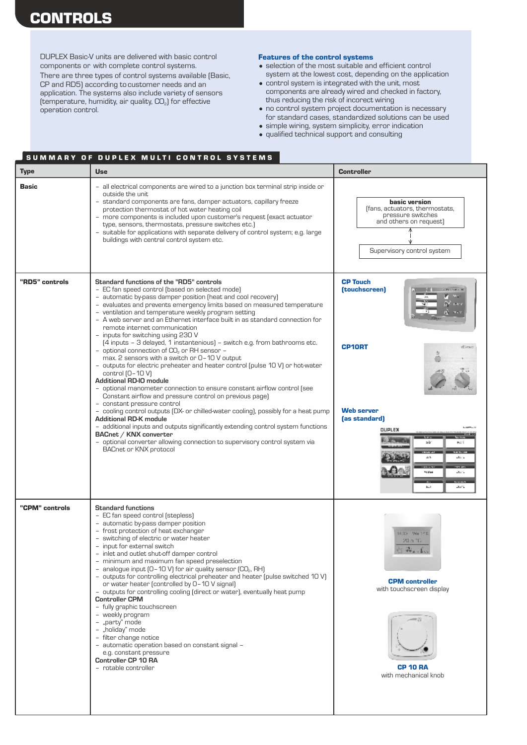# CONTROLS

DUPLEX Basic-V units are delivered with basic control components or with complete control systems.
There are three types of control systems available (Basic, CP and RD5) according to customer needs and an application. The systems also include variety of sensors (temperature, humidity, air quality, $CO_2$) for effective operation control.

### Features of the control systems

- selection of the most suitable and efficient control system at the lowest cost, depending on the application
- control system is integrated with the unit, most components are already wired and checked in factory, thus reducing the risk of incorrect wiring
- no control system project documentation is necessary for standard cases, standardized solutions can be used
- simple wiring, system simplicity, error indication
- qualified technical support and consulting

## SUMMARY OF DUPLEX MULTI CONTROL SYSTEMS

| Type | Use | Controller |
|---|---|---|
| **Basic** | – all electrical components are wired to a junction box terminal strip inside or outside the unit<br>– standard components are fans, damper actuators, capillary freeze protection thermostat of hot water heating coil<br>– more components is included upon customer's request (exact actuator type, sensors, thermostats, pressure switches etc.)<br>– suitable for applications with separate delivery of control system; e.g. large buildings with central control system etc. | **basic version** (fans, actuators, thermostats, pressure switches and others on request)<br>↕<br>Supervisory control system |
| **"RD5" controls** | **Standard functions of the "RD5" controls**<br>– EC fan speed control (based on selected mode)<br>– automatic by-pass damper position (heat and cool recovery)<br>– evaluates and prevents emergency limits based on measured temperature<br>– ventilation and temperature weekly program setting<br>– A web server and an Ethernet interface built in as standard connection for remote internet communication<br>– inputs for switching using 230 V (4 inputs – 3 delayed, 1 instantenious) – switch e.g. from bathrooms etc.<br>– optional connection of $CO_2$ or RH sensor – max. 2 sensors with a switch or 0–10 V output<br>– outputs for electric preheater and heater control (pulse 10 V) or hot-water control (0–10 V)<br>**Additional RD-IO module**<br>– optional manometer connection to ensure constant airflow control (see Constant airflow and pressure control on previous page)<br>– constant pressure control<br>– cooling control outputs (DX- or chilled-water cooling), possibly for a heat pump<br>**Additional RD-K module**<br>– additional inputs and outputs significantly extending control system functions<br>**BACnet / KNX converter**<br>– optional converter allowing connection to supervisory control system via BACnet or KNX protocol | **CP Touch (touchscreen)**<br><br>**CP10RT**<br><br>**Web server (as standard)** |
| **"CPM" controls** | **Standard functions**<br>– EC fan speed control (stepless)<br>– automatic by-pass damper position<br>– frost protection of heat exchanger<br>– switching of electric or water heater<br>– input for external switch<br>– inlet and outlet shut-off damper control<br>– minimum and maximum fan speed preselection<br>– analogue input (0–10 V) for air quality sensor ($CO_2$, RH)<br>– outputs for controlling electrical preheater and heater (pulse switched 10 V) or water heater (controlled by 0–10 V signal)<br>– outputs for controlling cooling (direct or water), eventually heat pump<br>**Controller CPM**<br>– fully graphic touchscreen<br>– weekly program<br>– „party" mode<br>– „holiday" mode<br>– filter change notice<br>– automatic operation based on constant signal – e.g. constant pressure<br>**Controller CP 10 RA**<br>– rotable controller | **CPM controller** with touchscreen display<br><br>**CP 10 RA** with mechanical knob |